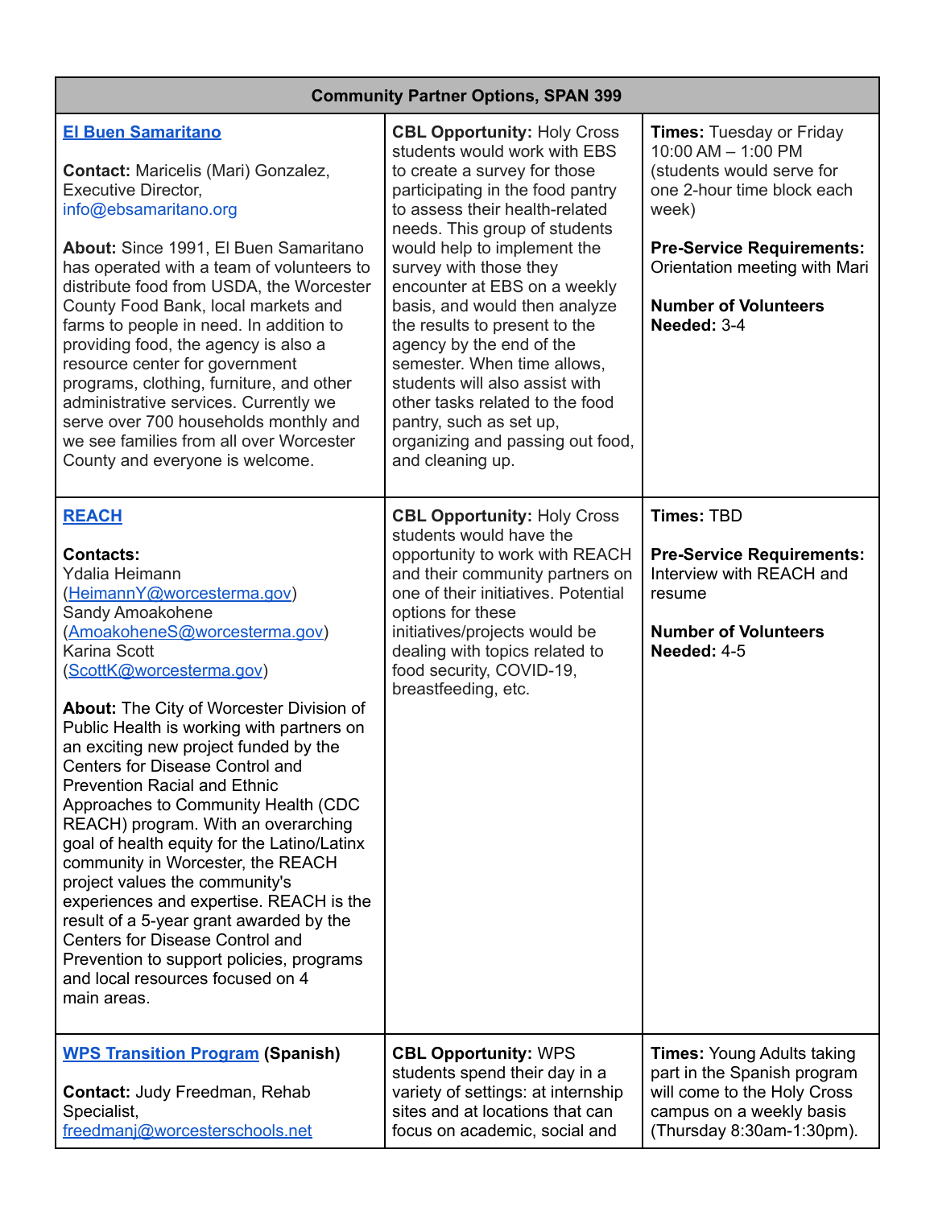| Community Partner Options, SPAN 399 | | |
|---|---|---|
| **El Buen Samaritano**<br><br>**Contact:** Maricelis (Mari) Gonzalez, Executive Director, info@ebsamaritano.org<br><br>**About:** Since 1991, El Buen Samaritano has operated with a team of volunteers to distribute food from USDA, the Worcester County Food Bank, local markets and farms to people in need. In addition to providing food, the agency is also a resource center for government programs, clothing, furniture, and other administrative services. Currently we serve over 700 households monthly and we see families from all over Worcester County and everyone is welcome. | **CBL Opportunity:** Holy Cross students would work with EBS to create a survey for those participating in the food pantry to assess their health-related needs. This group of students would help to implement the survey with those they encounter at EBS on a weekly basis, and would then analyze the results to present to the agency by the end of the semester. When time allows, students will also assist with other tasks related to the food pantry, such as set up, organizing and passing out food, and cleaning up. | **Times:** Tuesday or Friday 10:00 AM – 1:00 PM (students would serve for one 2-hour time block each week)<br><br>**Pre-Service Requirements:** Orientation meeting with Mari<br><br>**Number of Volunteers Needed:** 3-4 |
| **REACH**<br><br>**Contacts:**<br>Ydalia Heimann (HeimannY@worcesterma.gov)<br>Sandy Amoakohene (AmoakoheneS@worcesterma.gov)<br>Karina Scott (ScottK@worcesterma.gov)<br><br>**About:** The City of Worcester Division of Public Health is working with partners on an exciting new project funded by the Centers for Disease Control and Prevention Racial and Ethnic Approaches to Community Health (CDC REACH) program. With an overarching goal of health equity for the Latino/Latinx community in Worcester, the REACH project values the community's experiences and expertise. REACH is the result of a 5-year grant awarded by the Centers for Disease Control and Prevention to support policies, programs and local resources focused on 4 main areas. | **CBL Opportunity:** Holy Cross students would have the opportunity to work with REACH and their community partners on one of their initiatives. Potential options for these initiatives/projects would be dealing with topics related to food security, COVID-19, breastfeeding, etc. | **Times:** TBD<br><br>**Pre-Service Requirements:** Interview with REACH and resume<br><br>**Number of Volunteers Needed:** 4-5 |
| **WPS Transition Program** (Spanish)<br><br>**Contact:** Judy Freedman, Rehab Specialist, freedmanj@worcesterschools.net | **CBL Opportunity:** WPS students spend their day in a variety of settings: at internship sites and at locations that can focus on academic, social and | **Times:** Young Adults taking part in the Spanish program will come to the Holy Cross campus on a weekly basis (Thursday 8:30am-1:30pm). |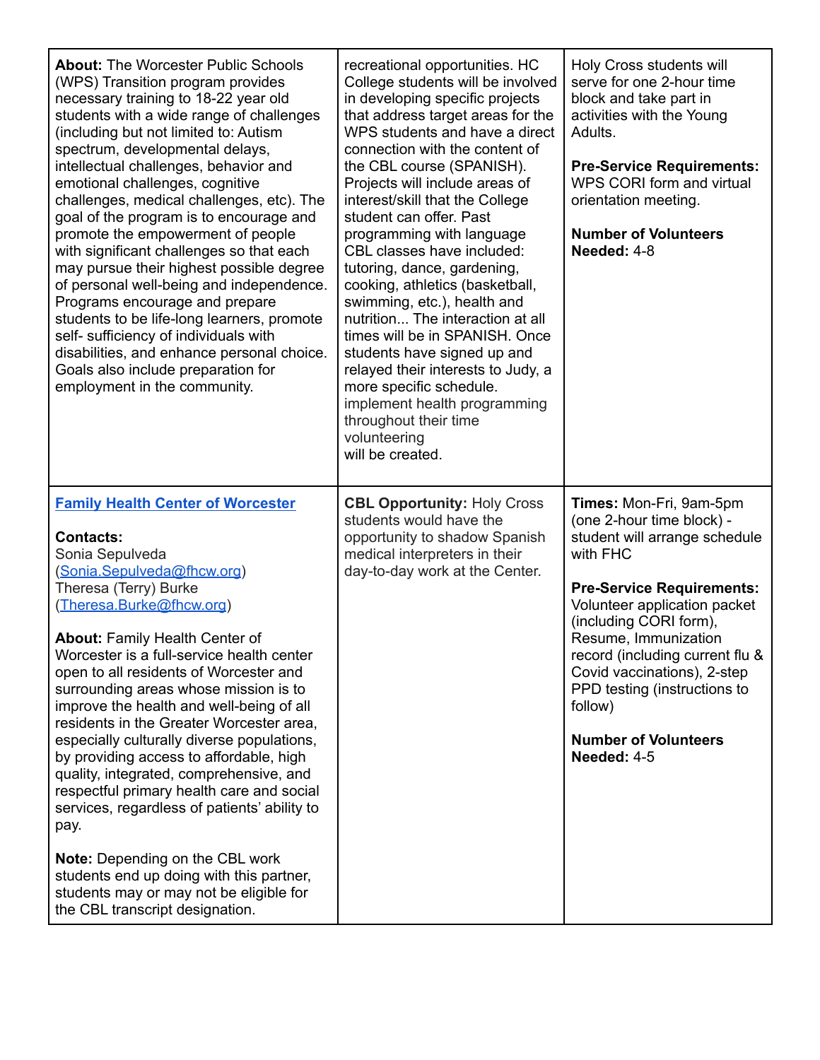| | | |
|---|---|---|
| **About:** The Worcester Public Schools (WPS) Transition program provides necessary training to 18-22 year old students with a wide range of challenges (including but not limited to: Autism spectrum, developmental delays, intellectual challenges, behavior and emotional challenges, cognitive challenges, medical challenges, etc). The goal of the program is to encourage and promote the empowerment of people with significant challenges so that each may pursue their highest possible degree of personal well-being and independence. Programs encourage and prepare students to be life-long learners, promote self- sufficiency of individuals with disabilities, and enhance personal choice. Goals also include preparation for employment in the community. | recreational opportunities. HC College students will be involved in developing specific projects that address target areas for the WPS students and have a direct connection with the content of the CBL course (SPANISH). Projects will include areas of interest/skill that the College student can offer. Past programming with language CBL classes have included: tutoring, dance, gardening, cooking, athletics (basketball, swimming, etc.), health and nutrition... The interaction at all times will be in SPANISH. Once students have signed up and relayed their interests to Judy, a more specific schedule. implement health programming throughout their time volunteering will be created. | Holy Cross students will serve for one 2-hour time block and take part in activities with the Young Adults.<br><br>**Pre-Service Requirements:** WPS CORI form and virtual orientation meeting.<br><br>**Number of Volunteers Needed:** 4-8 |
| **Family Health Center of Worcester**<br><br>**Contacts:**<br>Sonia Sepulveda (Sonia.Sepulveda@fhcw.org)<br>Theresa (Terry) Burke (Theresa.Burke@fhcw.org)<br><br>**About:** Family Health Center of Worcester is a full-service health center open to all residents of Worcester and surrounding areas whose mission is to improve the health and well-being of all residents in the Greater Worcester area, especially culturally diverse populations, by providing access to affordable, high quality, integrated, comprehensive, and respectful primary health care and social services, regardless of patients' ability to pay.<br><br>**Note:** Depending on the CBL work students end up doing with this partner, students may or may not be eligible for the CBL transcript designation. | **CBL Opportunity:** Holy Cross students would have the opportunity to shadow Spanish medical interpreters in their day-to-day work at the Center. | **Times:** Mon-Fri, 9am-5pm (one 2-hour time block) - student will arrange schedule with FHC<br><br>**Pre-Service Requirements:** Volunteer application packet (including CORI form), Resume, Immunization record (including current flu & Covid vaccinations), 2-step PPD testing (instructions to follow)<br><br>**Number of Volunteers Needed:** 4-5 |